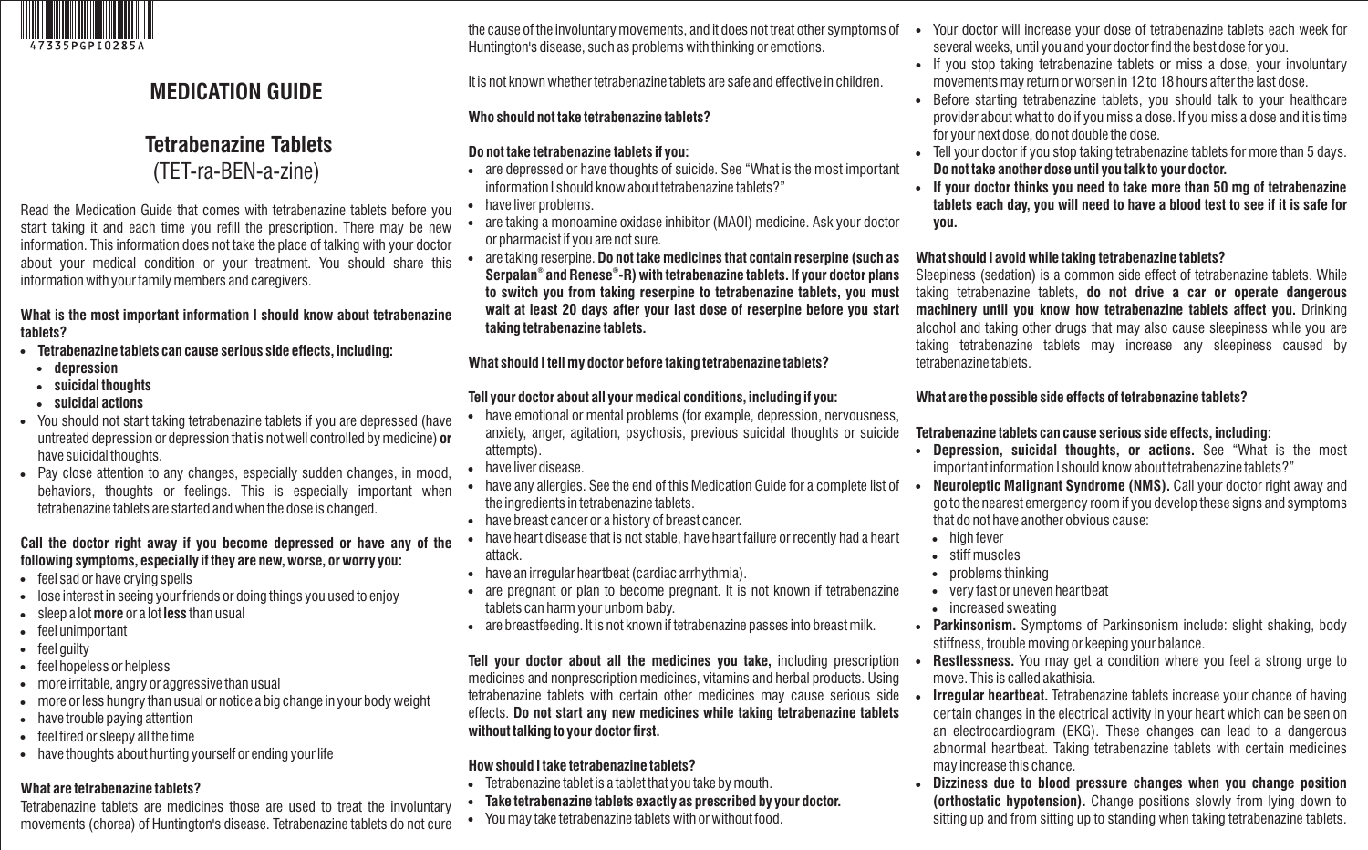# MEDICATION GUIDE

## Tetrabenazine Tablets
(TET-ra-BEN-a-zine)

Read the Medication Guide that comes with tetrabenazine tablets before you start taking it and each time you refill the prescription. There may be new information. This information does not take the place of talking with your doctor about your medical condition or your treatment. You should share this information with your family members and caregivers.

### What is the most important information I should know about tetrabenazine tablets?

- **Tetrabenazine tablets can cause serious side effects, including:**
  - **depression**
  - **suicidal thoughts**
  - **suicidal actions**
- You should not start taking tetrabenazine tablets if you are depressed (have untreated depression or depression that is not well controlled by medicine) **or** have suicidal thoughts.
- Pay close attention to any changes, especially sudden changes, in mood, behaviors, thoughts or feelings. This is especially important when tetrabenazine tablets are started and when the dose is changed.

**Call the doctor right away if you become depressed or have any of the following symptoms, especially if they are new, worse, or worry you:**

- feel sad or have crying spells
- lose interest in seeing your friends or doing things you used to enjoy
- sleep a lot **more** or a lot **less** than usual
- feel unimportant
- feel guilty
- feel hopeless or helpless
- more irritable, angry or aggressive than usual
- more or less hungry than usual or notice a big change in your body weight
- have trouble paying attention
- feel tired or sleepy all the time
- have thoughts about hurting yourself or ending your life

### What are tetrabenazine tablets?

Tetrabenazine tablets are medicines those are used to treat the involuntary movements (chorea) of Huntington's disease. Tetrabenazine tablets do not cure the cause of the involuntary movements, and it does not treat other symptoms of Huntington's disease, such as problems with thinking or emotions.

It is not known whether tetrabenazine tablets are safe and effective in children.

### Who should not take tetrabenazine tablets?

**Do not take tetrabenazine tablets if you:**

- are depressed or have thoughts of suicide. See "What is the most important information I should know about tetrabenazine tablets?"
- have liver problems.
- are taking a monoamine oxidase inhibitor (MAOI) medicine. Ask your doctor or pharmacist if you are not sure.
- are taking reserpine. **Do not take medicines that contain reserpine (such as Serpalan® and Renese®-R) with tetrabenazine tablets. If your doctor plans to switch you from taking reserpine to tetrabenazine tablets, you must wait at least 20 days after your last dose of reserpine before you start taking tetrabenazine tablets.**

### What should I tell my doctor before taking tetrabenazine tablets?

**Tell your doctor about all your medical conditions, including if you:**

- have emotional or mental problems (for example, depression, nervousness, anxiety, anger, agitation, psychosis, previous suicidal thoughts or suicide attempts).
- have liver disease.
- have any allergies. See the end of this Medication Guide for a complete list of the ingredients in tetrabenazine tablets.
- have breast cancer or a history of breast cancer.
- have heart disease that is not stable, have heart failure or recently had a heart attack.
- have an irregular heartbeat (cardiac arrhythmia).
- are pregnant or plan to become pregnant. It is not known if tetrabenazine tablets can harm your unborn baby.
- are breastfeeding. It is not known if tetrabenazine passes into breast milk.

**Tell your doctor about all the medicines you take,** including prescription medicines and nonprescription medicines, vitamins and herbal products. Using tetrabenazine tablets with certain other medicines may cause serious side effects. **Do not start any new medicines while taking tetrabenazine tablets without talking to your doctor first.**

### How should I take tetrabenazine tablets?

- Tetrabenazine tablet is a tablet that you take by mouth.
- **Take tetrabenazine tablets exactly as prescribed by your doctor.**
- You may take tetrabenazine tablets with or without food.
- Your doctor will increase your dose of tetrabenazine tablets each week for several weeks, until you and your doctor find the best dose for you.
- If you stop taking tetrabenazine tablets or miss a dose, your involuntary movements may return or worsen in 12 to 18 hours after the last dose.
- Before starting tetrabenazine tablets, you should talk to your healthcare provider about what to do if you miss a dose. If you miss a dose and it is time for your next dose, do not double the dose.
- Tell your doctor if you stop taking tetrabenazine tablets for more than 5 days. **Do not take another dose until you talk to your doctor.**
- **If your doctor thinks you need to take more than 50 mg of tetrabenazine tablets each day, you will need to have a blood test to see if it is safe for you.**

### What should I avoid while taking tetrabenazine tablets?

Sleepiness (sedation) is a common side effect of tetrabenazine tablets. While taking tetrabenazine tablets, **do not drive a car or operate dangerous machinery until you know how tetrabenazine tablets affect you.** Drinking alcohol and taking other drugs that may also cause sleepiness while you are taking tetrabenazine tablets may increase any sleepiness caused by tetrabenazine tablets.

### What are the possible side effects of tetrabenazine tablets?

**Tetrabenazine tablets can cause serious side effects, including:**

- **Depression, suicidal thoughts, or actions.** See "What is the most important information I should know about tetrabenazine tablets?"
- **Neuroleptic Malignant Syndrome (NMS).** Call your doctor right away and go to the nearest emergency room if you develop these signs and symptoms that do not have another obvious cause:
  - high fever
  - stiff muscles
  - problems thinking
  - very fast or uneven heartbeat
  - increased sweating
- **Parkinsonism.** Symptoms of Parkinsonism include: slight shaking, body stiffness, trouble moving or keeping your balance.
- **Restlessness.** You may get a condition where you feel a strong urge to move. This is called akathisia.
- **Irregular heartbeat.** Tetrabenazine tablets increase your chance of having certain changes in the electrical activity in your heart which can be seen on an electrocardiogram (EKG). These changes can lead to a dangerous abnormal heartbeat. Taking tetrabenazine tablets with certain medicines may increase this chance.
- **Dizziness due to blood pressure changes when you change position (orthostatic hypotension).** Change positions slowly from lying down to sitting up and from sitting up to standing when taking tetrabenazine tablets.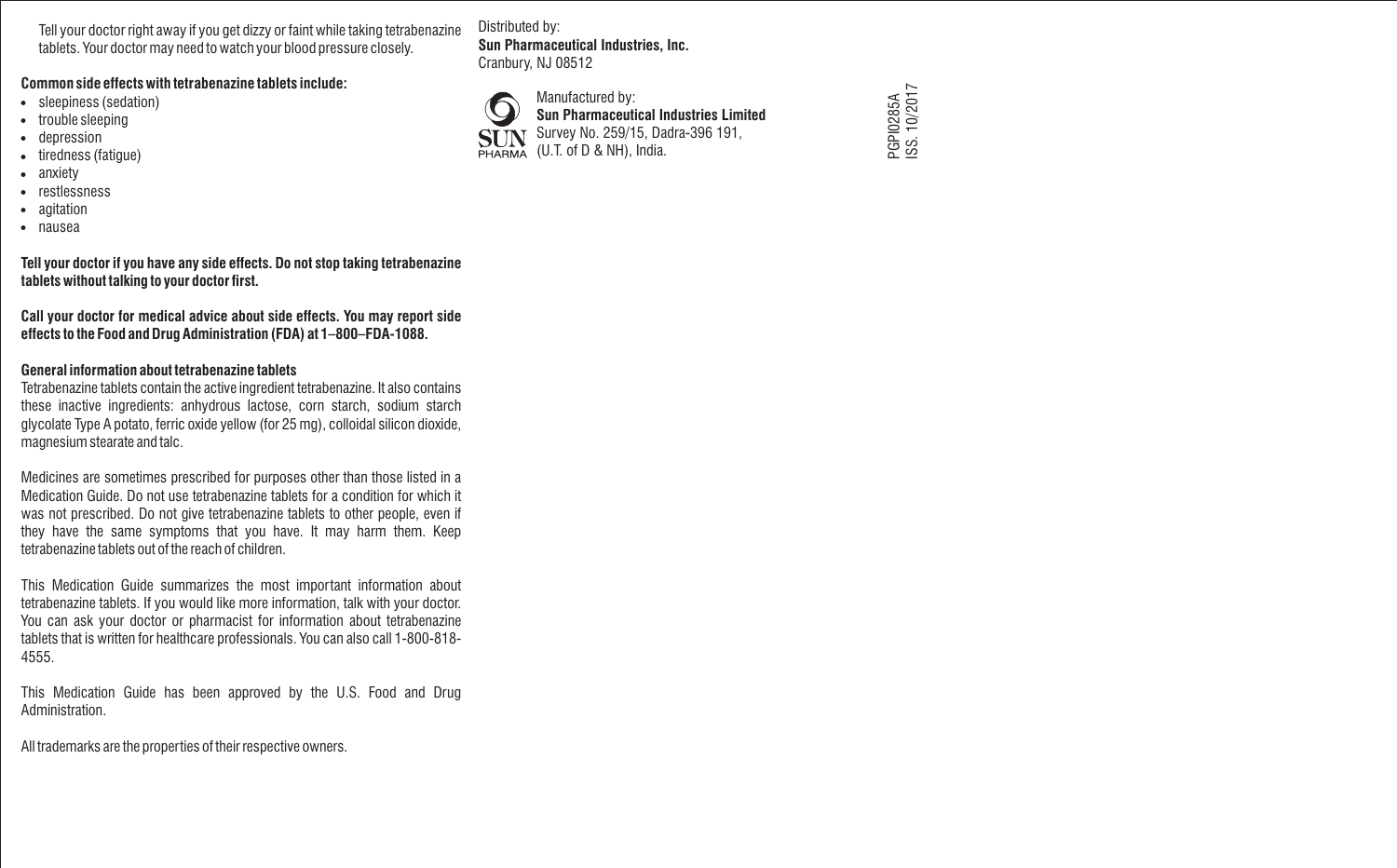Tell your doctor right away if you get dizzy or faint while taking tetrabenazine tablets. Your doctor may need to watch your blood pressure closely.

**Common side effects with tetrabenazine tablets include:**

- sleepiness (sedation)
- trouble sleeping
- depression
- tiredness (fatigue)
- anxiety
- restlessness
- agitation
- nausea

**Tell your doctor if you have any side effects. Do not stop taking tetrabenazine tablets without talking to your doctor first.**

**Call your doctor for medical advice about side effects. You may report side effects to the Food and Drug Administration (FDA) at 1–800–FDA-1088.**

**General information about tetrabenazine tablets**

Tetrabenazine tablets contain the active ingredient tetrabenazine. It also contains these inactive ingredients: anhydrous lactose, corn starch, sodium starch glycolate Type A potato, ferric oxide yellow (for 25 mg), colloidal silicon dioxide, magnesium stearate and talc.

Medicines are sometimes prescribed for purposes other than those listed in a Medication Guide. Do not use tetrabenazine tablets for a condition for which it was not prescribed. Do not give tetrabenazine tablets to other people, even if they have the same symptoms that you have. It may harm them. Keep tetrabenazine tablets out of the reach of children.

This Medication Guide summarizes the most important information about tetrabenazine tablets. If you would like more information, talk with your doctor. You can ask your doctor or pharmacist for information about tetrabenazine tablets that is written for healthcare professionals. You can also call 1-800-818-4555.

This Medication Guide has been approved by the U.S. Food and Drug Administration.

All trademarks are the properties of their respective owners.

Distributed by:
**Sun Pharmaceutical Industries, Inc.**
Cranbury, NJ 08512

Manufactured by:
**Sun Pharmaceutical Industries Limited**
Survey No. 259/15, Dadra-396 191,
(U.T. of D & NH), India.

PGPI0285A
ISS. 10/2017